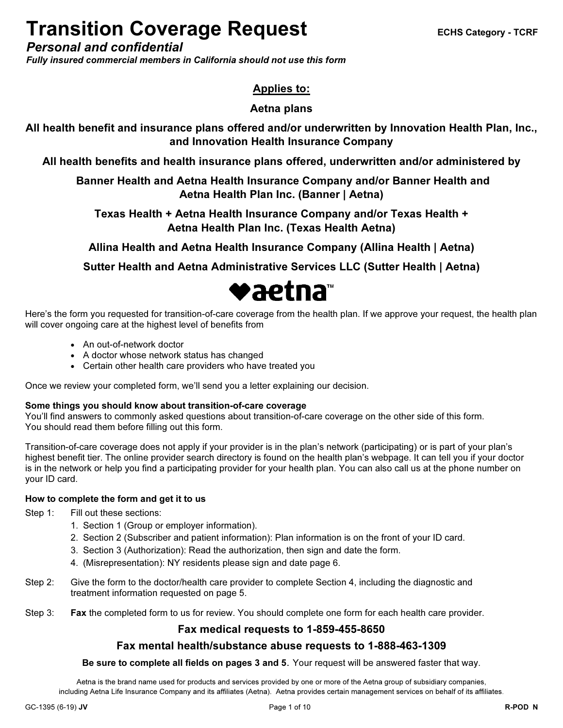# Transition Coverage Request

ECHS Category - TCRF

***Personal and confidential***

***Fully insured commercial members in California should not use this form***

**Applies to:**

**Aetna plans**

**All health benefit and insurance plans offered and/or underwritten by Innovation Health Plan, Inc., and Innovation Health Insurance Company**

**All health benefits and health insurance plans offered, underwritten and/or administered by**

**Banner Health and Aetna Health Insurance Company and/or Banner Health and Aetna Health Plan Inc. (Banner | Aetna)**

**Texas Health + Aetna Health Insurance Company and/or Texas Health + Aetna Health Plan Inc. (Texas Health Aetna)**

**Allina Health and Aetna Health Insurance Company (Allina Health | Aetna)**

**Sutter Health and Aetna Administrative Services LLC (Sutter Health | Aetna)**

aetna™

Here's the form you requested for transition-of-care coverage from the health plan. If we approve your request, the health plan will cover ongoing care at the highest level of benefits from

- An out-of-network doctor
- A doctor whose network status has changed
- Certain other health care providers who have treated you

Once we review your completed form, we'll send you a letter explaining our decision.

**Some things you should know about transition-of-care coverage**

You'll find answers to commonly asked questions about transition-of-care coverage on the other side of this form. You should read them before filling out this form.

Transition-of-care coverage does not apply if your provider is in the plan's network (participating) or is part of your plan's highest benefit tier. The online provider search directory is found on the health plan's webpage. It can tell you if your doctor is in the network or help you find a participating provider for your health plan. You can also call us at the phone number on your ID card.

**How to complete the form and get it to us**

Step 1: Fill out these sections:

1. Section 1 (Group or employer information).
2. Section 2 (Subscriber and patient information): Plan information is on the front of your ID card.
3. Section 3 (Authorization): Read the authorization, then sign and date the form.
4. (Misrepresentation): NY residents please sign and date page 6.

Step 2: Give the form to the doctor/health care provider to complete Section 4, including the diagnostic and treatment information requested on page 5.

Step 3: **Fax** the completed form to us for review. You should complete one form for each health care provider.

**Fax medical requests to 1-859-455-8650**

**Fax mental health/substance abuse requests to 1-888-463-1309**

**Be sure to complete all fields on pages 3 and 5.** Your request will be answered faster that way.

Aetna is the brand name used for products and services provided by one or more of the Aetna group of subsidiary companies, including Aetna Life Insurance Company and its affiliates (Aetna). Aetna provides certain management services on behalf of its affiliates.

GC-1395 (6-19) **JV**

**R-POD N**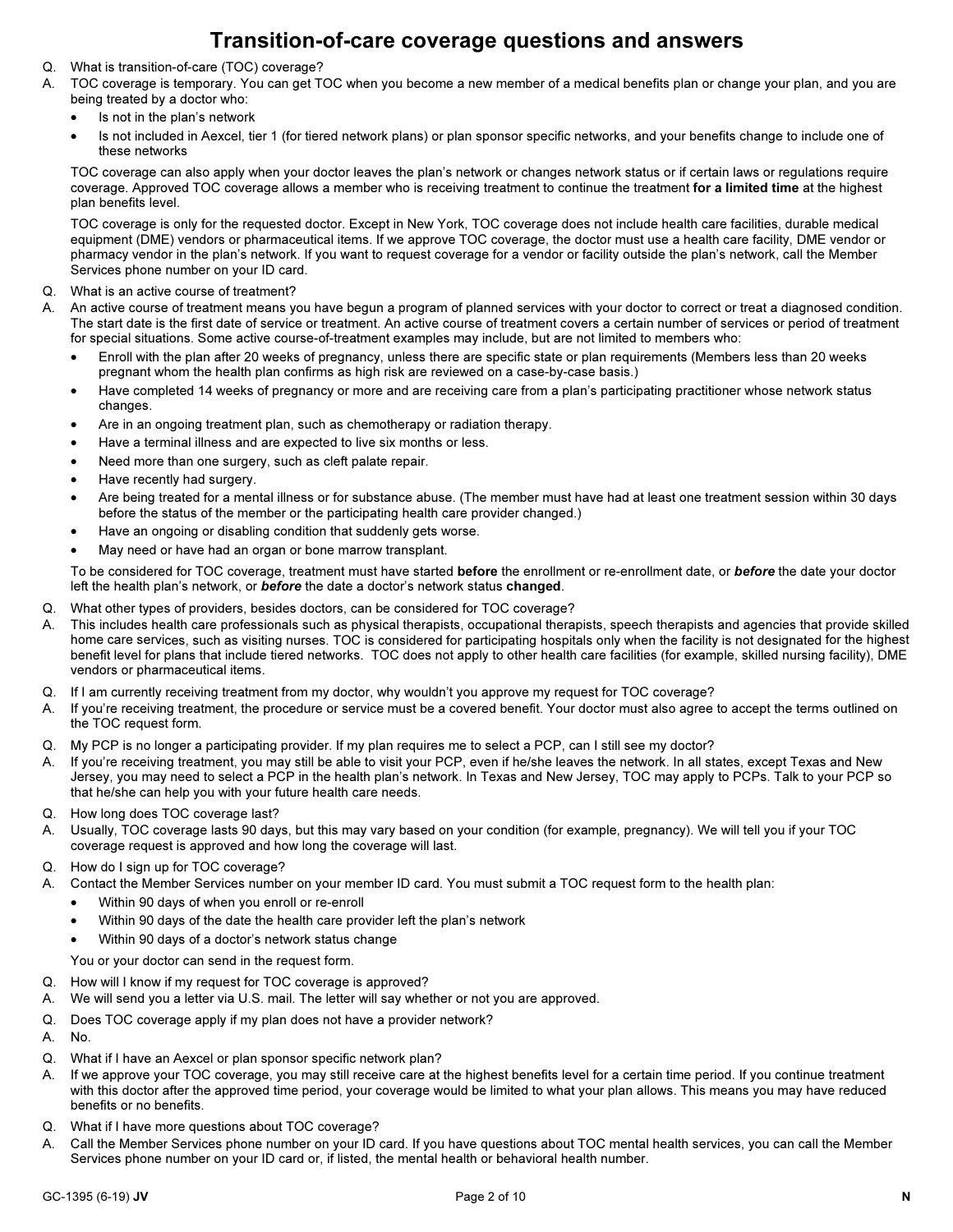# Transition-of-care coverage questions and answers

Q. What is transition-of-care (TOC) coverage?

A. TOC coverage is temporary. You can get TOC when you become a new member of a medical benefits plan or change your plan, and you are being treated by a doctor who:

- Is not in the plan's network
- Is not included in Aexcel, tier 1 (for tiered network plans) or plan sponsor specific networks, and your benefits change to include one of these networks

TOC coverage can also apply when your doctor leaves the plan's network or changes network status or if certain laws or regulations require coverage. Approved TOC coverage allows a member who is receiving treatment to continue the treatment **for a limited time** at the highest plan benefits level.

TOC coverage is only for the requested doctor. Except in New York, TOC coverage does not include health care facilities, durable medical equipment (DME) vendors or pharmaceutical items. If we approve TOC coverage, the doctor must use a health care facility, DME vendor or pharmacy vendor in the plan's network. If you want to request coverage for a vendor or facility outside the plan's network, call the Member Services phone number on your ID card.

Q. What is an active course of treatment?

A. An active course of treatment means you have begun a program of planned services with your doctor to correct or treat a diagnosed condition. The start date is the first date of service or treatment. An active course of treatment covers a certain number of services or period of treatment for special situations. Some active course-of-treatment examples may include, but are not limited to members who:

- Enroll with the plan after 20 weeks of pregnancy, unless there are specific state or plan requirements (Members less than 20 weeks pregnant whom the health plan confirms as high risk are reviewed on a case-by-case basis.)
- Have completed 14 weeks of pregnancy or more and are receiving care from a plan's participating practitioner whose network status changes.
- Are in an ongoing treatment plan, such as chemotherapy or radiation therapy.
- Have a terminal illness and are expected to live six months or less.
- Need more than one surgery, such as cleft palate repair.
- Have recently had surgery.
- Are being treated for a mental illness or for substance abuse. (The member must have had at least one treatment session within 30 days before the status of the member or the participating health care provider changed.)
- Have an ongoing or disabling condition that suddenly gets worse.
- May need or have had an organ or bone marrow transplant.

To be considered for TOC coverage, treatment must have started **before** the enrollment or re-enrollment date, or ***before*** the date your doctor left the health plan's network, or ***before*** the date a doctor's network status **changed**.

Q. What other types of providers, besides doctors, can be considered for TOC coverage?

A. This includes health care professionals such as physical therapists, occupational therapists, speech therapists and agencies that provide skilled home care services, such as visiting nurses. TOC is considered for participating hospitals only when the facility is not designated for the highest benefit level for plans that include tiered networks. TOC does not apply to other health care facilities (for example, skilled nursing facility), DME vendors or pharmaceutical items.

Q. If I am currently receiving treatment from my doctor, why wouldn't you approve my request for TOC coverage?

A. If you're receiving treatment, the procedure or service must be a covered benefit. Your doctor must also agree to accept the terms outlined on the TOC request form.

Q. My PCP is no longer a participating provider. If my plan requires me to select a PCP, can I still see my doctor?

A. If you're receiving treatment, you may still be able to visit your PCP, even if he/she leaves the network. In all states, except Texas and New Jersey, you may need to select a PCP in the health plan's network. In Texas and New Jersey, TOC may apply to PCPs. Talk to your PCP so that he/she can help you with your future health care needs.

Q. How long does TOC coverage last?

A. Usually, TOC coverage lasts 90 days, but this may vary based on your condition (for example, pregnancy). We will tell you if your TOC coverage request is approved and how long the coverage will last.

Q. How do I sign up for TOC coverage?

A. Contact the Member Services number on your member ID card. You must submit a TOC request form to the health plan:

- Within 90 days of when you enroll or re-enroll
- Within 90 days of the date the health care provider left the plan's network
- Within 90 days of a doctor's network status change

You or your doctor can send in the request form.

Q. How will I know if my request for TOC coverage is approved?

A. We will send you a letter via U.S. mail. The letter will say whether or not you are approved.

Q. Does TOC coverage apply if my plan does not have a provider network?

A. No.

Q. What if I have an Aexcel or plan sponsor specific network plan?

A. If we approve your TOC coverage, you may still receive care at the highest benefits level for a certain time period. If you continue treatment with this doctor after the approved time period, your coverage would be limited to what your plan allows. This means you may have reduced benefits or no benefits.

Q. What if I have more questions about TOC coverage?

A. Call the Member Services phone number on your ID card. If you have questions about TOC mental health services, you can call the Member Services phone number on your ID card or, if listed, the mental health or behavioral health number.

GC-1395 (6-19) **JV** **N**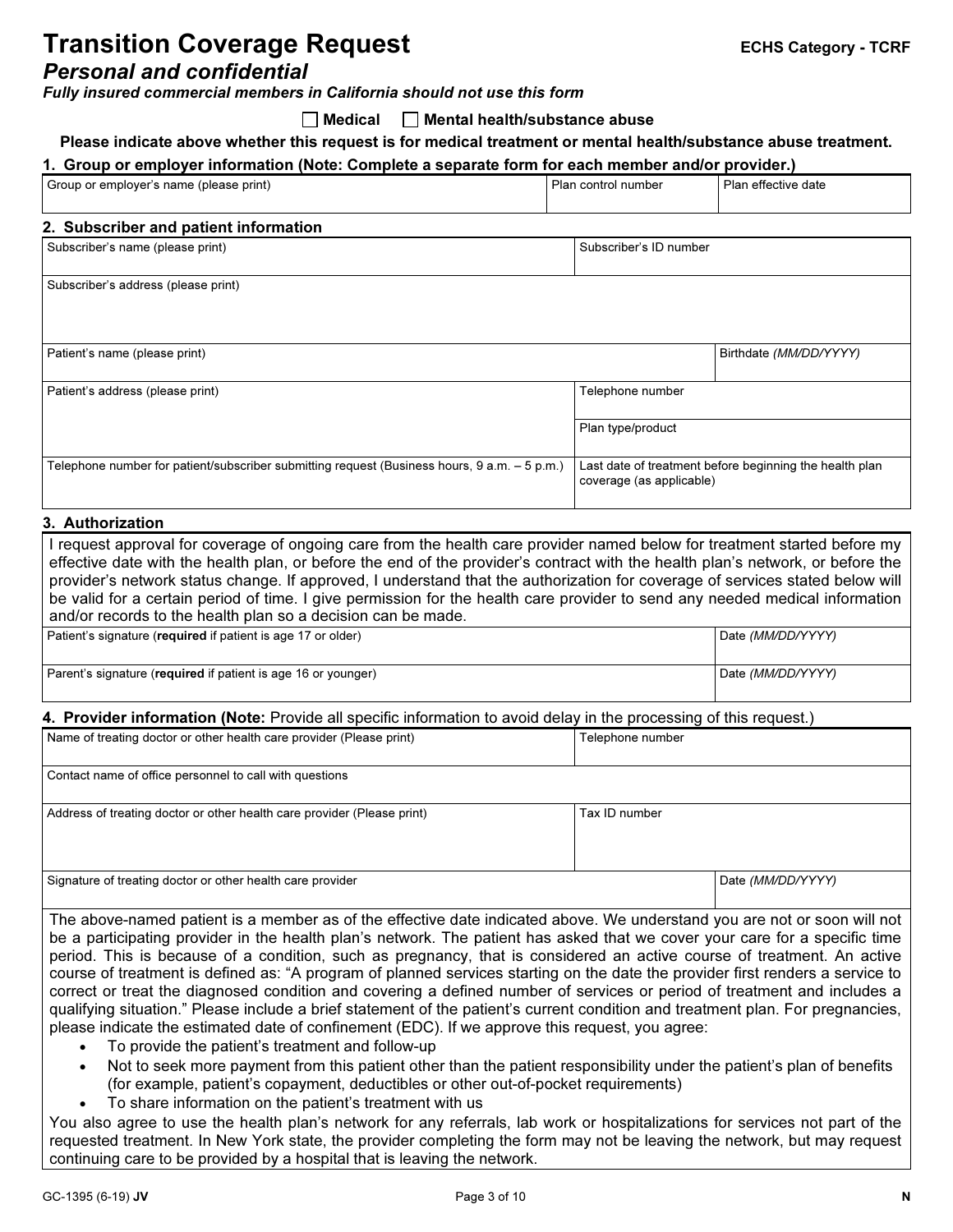# Transition Coverage Request

ECHS Category - TCRF

## *Personal and confidential*

***Fully insured commercial members in California should not use this form***

☐ **Medical** ☐ **Mental health/substance abuse**

**Please indicate above whether this request is for medical treatment or mental health/substance abuse treatment.**

### 1. Group or employer information (Note: Complete a separate form for each member and/or provider.)

| Group or employer's name (please print) | Plan control number | Plan effective date |
|---|---|---|
| | | |

### 2. Subscriber and patient information

| Subscriber's name (please print) | Subscriber's ID number |
|---|---|
| | |

| Subscriber's address (please print) |
|---|
| |

| Patient's name (please print) | Birthdate *(MM/DD/YYYY)* |
|---|---|
| | |

| Patient's address (please print) | Telephone number |
|---|---|
| | Plan type/product |
| Telephone number for patient/subscriber submitting request (Business hours, 9 a.m. – 5 p.m.) | Last date of treatment before beginning the health plan coverage (as applicable) |

### 3. Authorization

I request approval for coverage of ongoing care from the health care provider named below for treatment started before my effective date with the health plan, or before the end of the provider's contract with the health plan's network, or before the provider's network status change. If approved, I understand that the authorization for coverage of services stated below will be valid for a certain period of time. I give permission for the health care provider to send any needed medical information and/or records to the health plan so a decision can be made.

| Patient's signature (**required** if patient is age 17 or older) | Date *(MM/DD/YYYY)* |
|---|---|
| Parent's signature (**required** if patient is age 16 or younger) | Date *(MM/DD/YYYY)* |

### 4. Provider information (Note: Provide all specific information to avoid delay in the processing of this request.)

| Name of treating doctor or other health care provider (Please print) | Telephone number |
|---|---|
| Contact name of office personnel to call with questions | |
| Address of treating doctor or other health care provider (Please print) | Tax ID number |
| Signature of treating doctor or other health care provider | Date *(MM/DD/YYYY)* |

The above-named patient is a member as of the effective date indicated above. We understand you are not or soon will not be a participating provider in the health plan's network. The patient has asked that we cover your care for a specific time period. This is because of a condition, such as pregnancy, that is considered an active course of treatment. An active course of treatment is defined as: "A program of planned services starting on the date the provider first renders a service to correct or treat the diagnosed condition and covering a defined number of services or period of treatment and includes a qualifying situation." Please include a brief statement of the patient's current condition and treatment plan. For pregnancies, please indicate the estimated date of confinement (EDC). If we approve this request, you agree:

- To provide the patient's treatment and follow-up
- Not to seek more payment from this patient other than the patient responsibility under the patient's plan of benefits (for example, patient's copayment, deductibles or other out-of-pocket requirements)
- To share information on the patient's treatment with us

You also agree to use the health plan's network for any referrals, lab work or hospitalizations for services not part of the requested treatment. In New York state, the provider completing the form may not be leaving the network, but may request continuing care to be provided by a hospital that is leaving the network.

GC-1395 (6-19) **JV**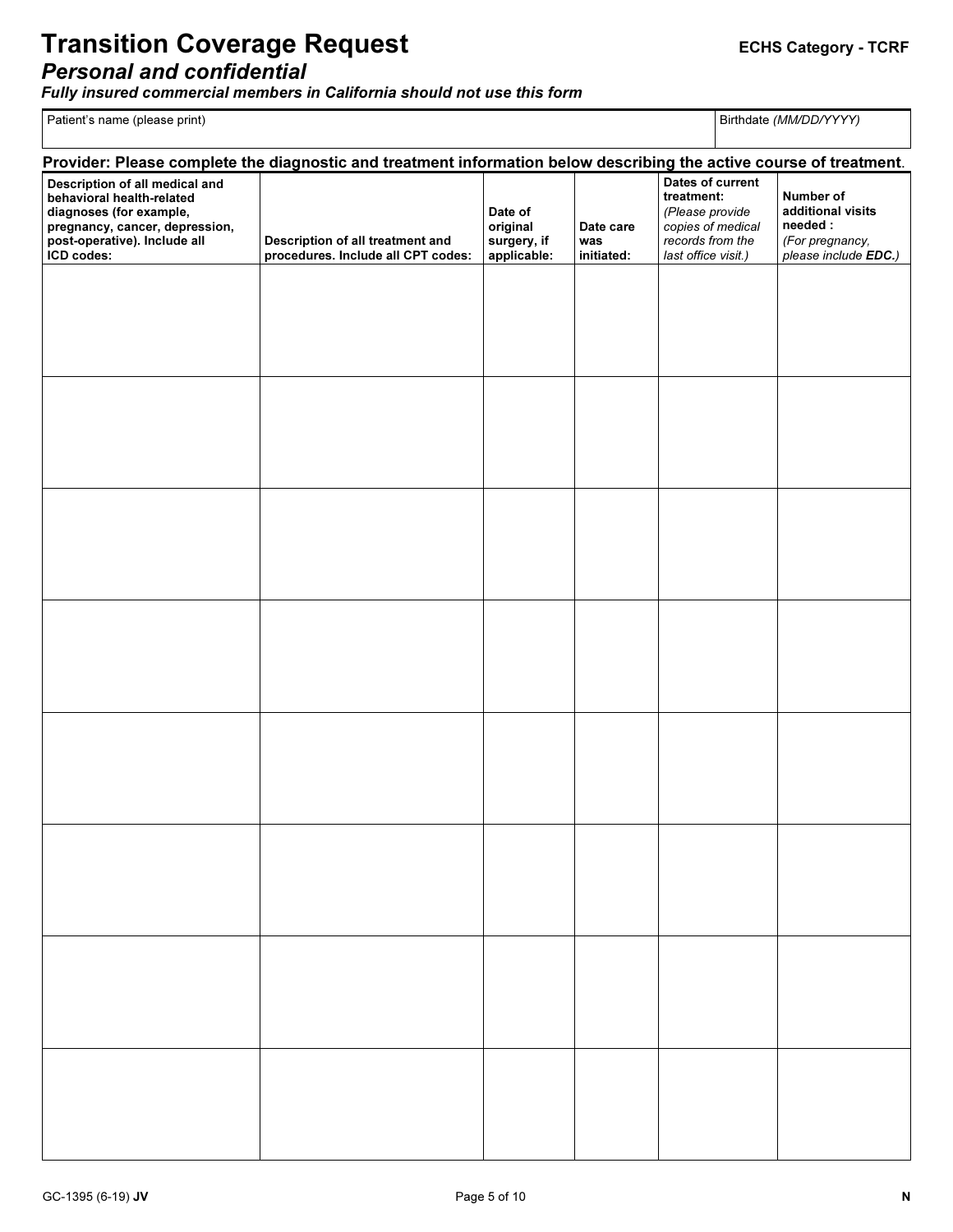# Transition Coverage Request

ECHS Category - TCRF

## *Personal and confidential*

***Fully insured commercial members in California should not use this form***

| Patient's name (please print) | Birthdate *(MM/DD/YYYY)* |
|---|---|
| | |

**Provider: Please complete the diagnostic and treatment information below describing the active course of treatment.**

| **Description of all medical and behavioral health-related diagnoses (for example, pregnancy, cancer, depression, post-operative). Include all ICD codes:** | **Description of all treatment and procedures. Include all CPT codes:** | **Date of original surgery, if applicable:** | **Date care was initiated:** | **Dates of current treatment:** *(Please provide copies of medical records from the last office visit.)* | **Number of additional visits needed :** *(For pregnancy, please include* ***EDC.****)* |
|---|---|---|---|---|---|
| | | | | | |
| | | | | | |
| | | | | | |
| | | | | | |
| | | | | | |
| | | | | | |
| | | | | | |
| | | | | | |

GC-1395 (6-19) **JV**

**N**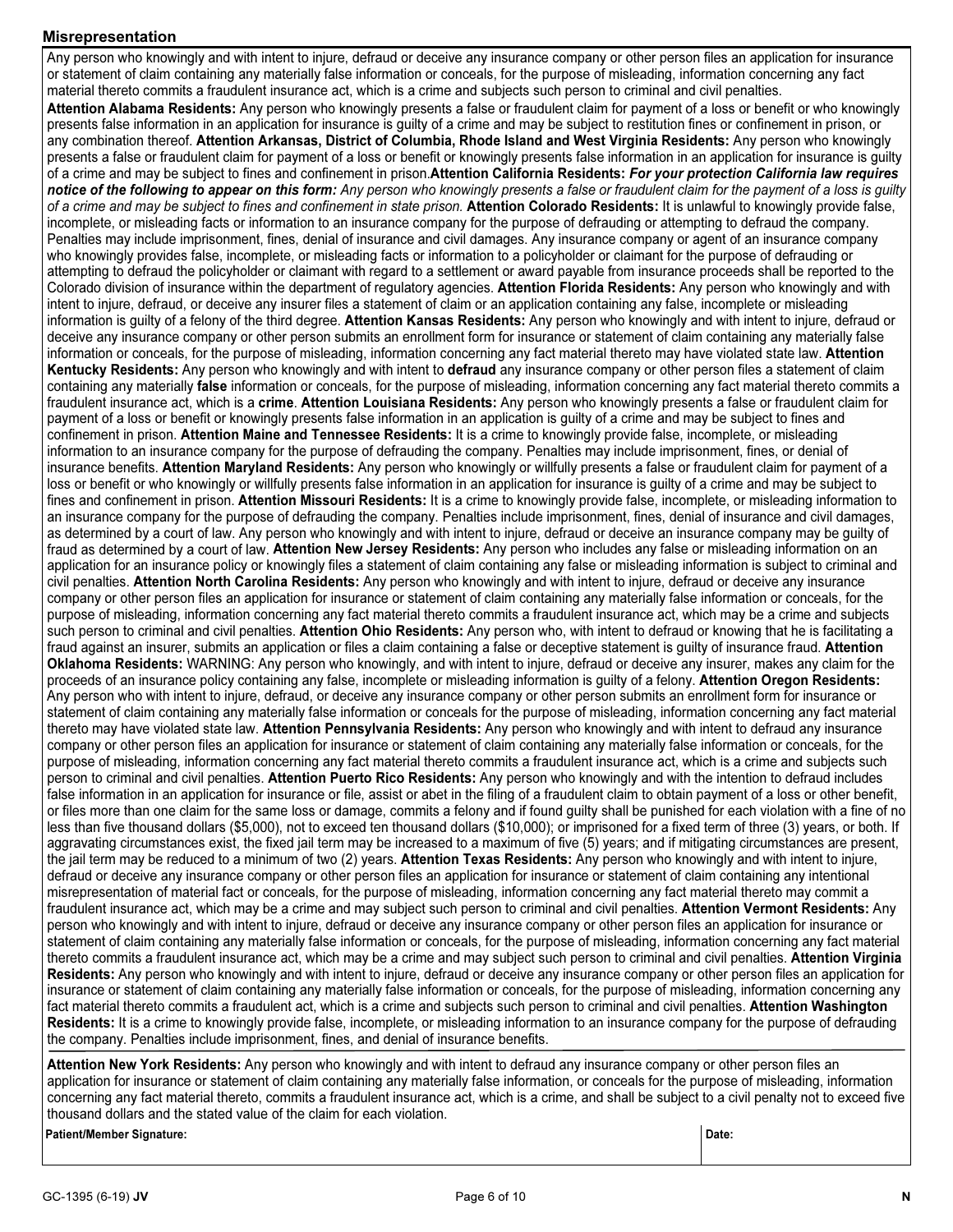## Misrepresentation

Any person who knowingly and with intent to injure, defraud or deceive any insurance company or other person files an application for insurance or statement of claim containing any materially false information or conceals, for the purpose of misleading, information concerning any fact material thereto commits a fraudulent insurance act, which is a crime and subjects such person to criminal and civil penalties.

**Attention Alabama Residents:** Any person who knowingly presents a false or fraudulent claim for payment of a loss or benefit or who knowingly presents false information in an application for insurance is guilty of a crime and may be subject to restitution fines or confinement in prison, or any combination thereof. **Attention Arkansas, District of Columbia, Rhode Island and West Virginia Residents:** Any person who knowingly presents a false or fraudulent claim for payment of a loss or benefit or knowingly presents false information in an application for insurance is guilty of a crime and may be subject to fines and confinement in prison. **Attention California Residents:** ***For your protection California law requires notice of the following to appear on this form:*** *Any person who knowingly presents a false or fraudulent claim for the payment of a loss is guilty of a crime and may be subject to fines and confinement in state prison.* **Attention Colorado Residents:** It is unlawful to knowingly provide false, incomplete, or misleading facts or information to an insurance company for the purpose of defrauding or attempting to defraud the company. Penalties may include imprisonment, fines, denial of insurance and civil damages. Any insurance company or agent of an insurance company who knowingly provides false, incomplete, or misleading facts or information to a policyholder or claimant for the purpose of defrauding or attempting to defraud the policyholder or claimant with regard to a settlement or award payable from insurance proceeds shall be reported to the Colorado division of insurance within the department of regulatory agencies. **Attention Florida Residents:** Any person who knowingly and with intent to injure, defraud, or deceive any insurer files a statement of claim or an application containing any false, incomplete or misleading information is guilty of a felony of the third degree. **Attention Kansas Residents:** Any person who knowingly and with intent to injure, defraud or deceive any insurance company or other person submits an enrollment form for insurance or statement of claim containing any materially false information or conceals, for the purpose of misleading, information concerning any fact material thereto may have violated state law. **Attention Kentucky Residents:** Any person who knowingly and with intent to **defraud** any insurance company or other person files a statement of claim containing any materially **false** information or conceals, for the purpose of misleading, information concerning any fact material thereto commits a fraudulent insurance act, which is a **crime**. **Attention Louisiana Residents:** Any person who knowingly presents a false or fraudulent claim for payment of a loss or benefit or knowingly presents false information in an application is guilty of a crime and may be subject to fines and confinement in prison. **Attention Maine and Tennessee Residents:** It is a crime to knowingly provide false, incomplete, or misleading information to an insurance company for the purpose of defrauding the company. Penalties may include imprisonment, fines, or denial of insurance benefits. **Attention Maryland Residents:** Any person who knowingly or willfully presents a false or fraudulent claim for payment of a loss or benefit or who knowingly or willfully presents false information in an application for insurance is guilty of a crime and may be subject to fines and confinement in prison. **Attention Missouri Residents:** It is a crime to knowingly provide false, incomplete, or misleading information to an insurance company for the purpose of defrauding the company. Penalties include imprisonment, fines, denial of insurance and civil damages, as determined by a court of law. Any person who knowingly and with intent to injure, defraud or deceive an insurance company may be guilty of fraud as determined by a court of law. **Attention New Jersey Residents:** Any person who includes any false or misleading information on an application for an insurance policy or knowingly files a statement of claim containing any false or misleading information is subject to criminal and civil penalties. **Attention North Carolina Residents:** Any person who knowingly and with intent to injure, defraud or deceive any insurance company or other person files an application for insurance or statement of claim containing any materially false information or conceals, for the purpose of misleading, information concerning any fact material thereto commits a fraudulent insurance act, which may be a crime and subjects such person to criminal and civil penalties. **Attention Ohio Residents:** Any person who, with intent to defraud or knowing that he is facilitating a fraud against an insurer, submits an application or files a claim containing a false or deceptive statement is guilty of insurance fraud. **Attention Oklahoma Residents:** WARNING: Any person who knowingly, and with intent to injure, defraud or deceive any insurer, makes any claim for the proceeds of an insurance policy containing any false, incomplete or misleading information is guilty of a felony. **Attention Oregon Residents:** Any person who with intent to injure, defraud, or deceive any insurance company or other person submits an enrollment form for insurance or statement of claim containing any materially false information or conceals for the purpose of misleading, information concerning any fact material thereto may have violated state law. **Attention Pennsylvania Residents:** Any person who knowingly and with intent to defraud any insurance company or other person files an application for insurance or statement of claim containing any materially false information or conceals, for the purpose of misleading, information concerning any fact material thereto commits a fraudulent insurance act, which is a crime and subjects such person to criminal and civil penalties. **Attention Puerto Rico Residents:** Any person who knowingly and with the intention to defraud includes false information in an application for insurance or file, assist or abet in the filing of a fraudulent claim to obtain payment of a loss or other benefit, or files more than one claim for the same loss or damage, commits a felony and if found guilty shall be punished for each violation with a fine of no less than five thousand dollars ($5,000), not to exceed ten thousand dollars ($10,000); or imprisoned for a fixed term of three (3) years, or both. If aggravating circumstances exist, the fixed jail term may be increased to a maximum of five (5) years; and if mitigating circumstances are present, the jail term may be reduced to a minimum of two (2) years. **Attention Texas Residents:** Any person who knowingly and with intent to injure, defraud or deceive any insurance company or other person files an application for insurance or statement of claim containing any intentional misrepresentation of material fact or conceals, for the purpose of misleading, information concerning any fact material thereto may commit a fraudulent insurance act, which may be a crime and may subject such person to criminal and civil penalties. **Attention Vermont Residents:** Any person who knowingly and with intent to injure, defraud or deceive any insurance company or other person files an application for insurance or statement of claim containing any materially false information or conceals, for the purpose of misleading, information concerning any fact material thereto commits a fraudulent insurance act, which may be a crime and may subject such person to criminal and civil penalties. **Attention Virginia Residents:** Any person who knowingly and with intent to injure, defraud or deceive any insurance company or other person files an application for insurance or statement of claim containing any materially false information or conceals, for the purpose of misleading, information concerning any fact material thereto commits a fraudulent act, which is a crime and subjects such person to criminal and civil penalties. **Attention Washington Residents:** It is a crime to knowingly provide false, incomplete, or misleading information to an insurance company for the purpose of defrauding the company. Penalties include imprisonment, fines, and denial of insurance benefits.

**Attention New York Residents:** Any person who knowingly and with intent to defraud any insurance company or other person files an application for insurance or statement of claim containing any materially false information, or conceals for the purpose of misleading, information concerning any fact material thereto, commits a fraudulent insurance act, which is a crime, and shall be subject to a civil penalty not to exceed five thousand dollars and the stated value of the claim for each violation.

| **Patient/Member Signature:** | **Date:** |
|---|---|
| | |

GC-1395 (6-19) **JV** **N**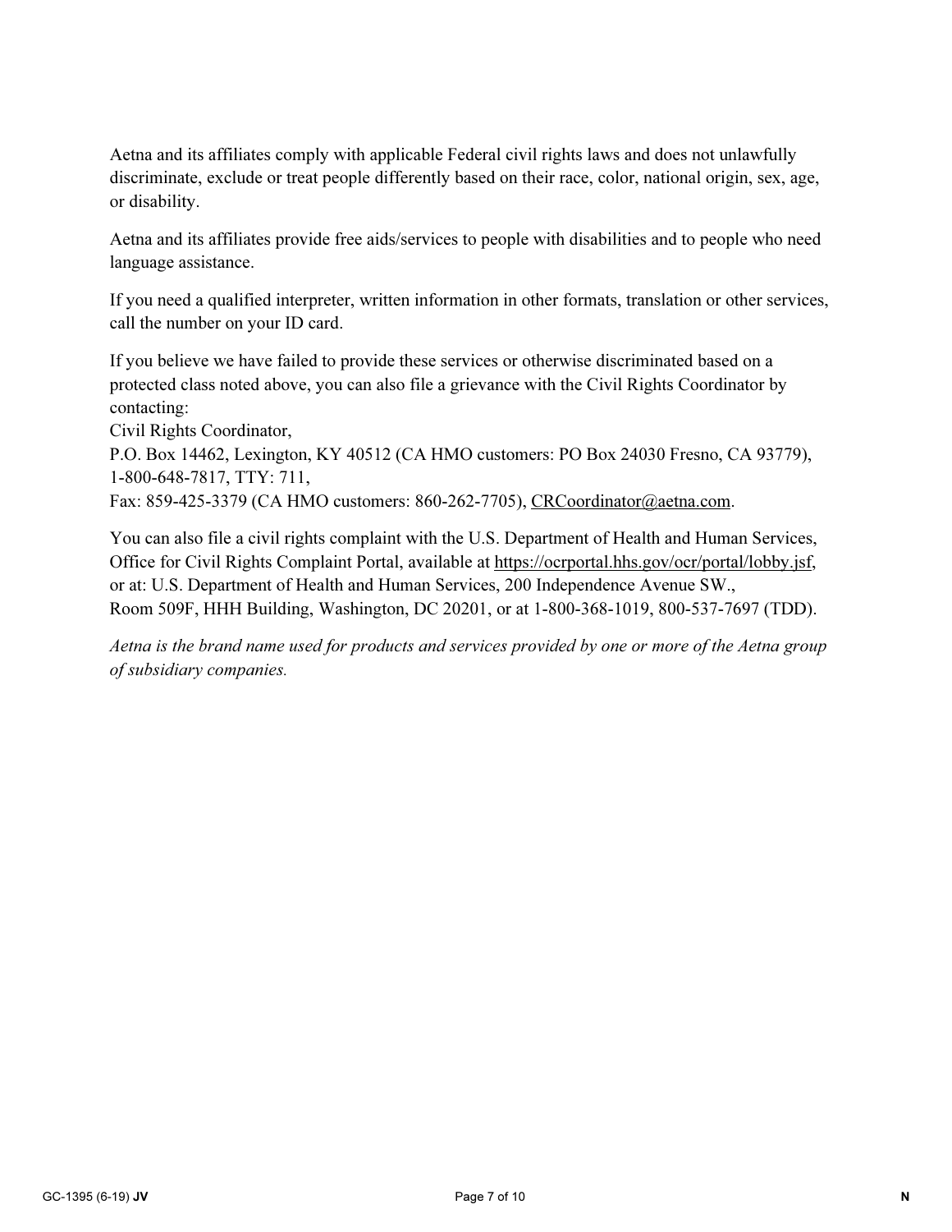Aetna and its affiliates comply with applicable Federal civil rights laws and does not unlawfully discriminate, exclude or treat people differently based on their race, color, national origin, sex, age, or disability.

Aetna and its affiliates provide free aids/services to people with disabilities and to people who need language assistance.

If you need a qualified interpreter, written information in other formats, translation or other services, call the number on your ID card.

If you believe we have failed to provide these services or otherwise discriminated based on a protected class noted above, you can also file a grievance with the Civil Rights Coordinator by contacting:
Civil Rights Coordinator,
P.O. Box 14462, Lexington, KY 40512 (CA HMO customers: PO Box 24030 Fresno, CA 93779),
1-800-648-7817, TTY: 711,
Fax: 859-425-3379 (CA HMO customers: 860-262-7705), CRCoordinator@aetna.com.

You can also file a civil rights complaint with the U.S. Department of Health and Human Services, Office for Civil Rights Complaint Portal, available at https://ocrportal.hhs.gov/ocr/portal/lobby.jsf, or at: U.S. Department of Health and Human Services, 200 Independence Avenue SW., Room 509F, HHH Building, Washington, DC 20201, or at 1-800-368-1019, 800-537-7697 (TDD).

*Aetna is the brand name used for products and services provided by one or more of the Aetna group of subsidiary companies.*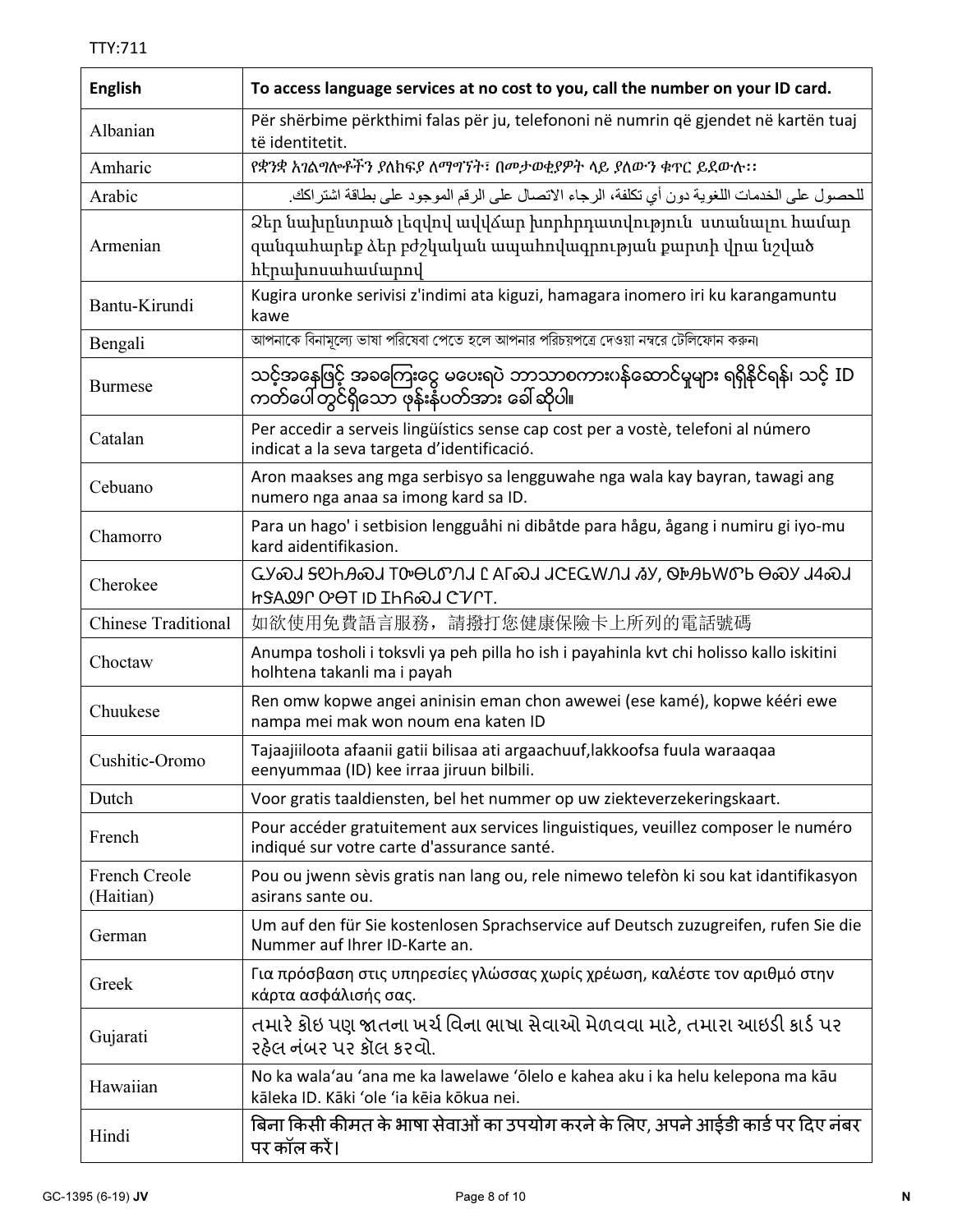TTY:711

| English | To access language services at no cost to you, call the number on your ID card. |
|---|---|
| Albanian | Për shërbime përkthimi falas për ju, telefononi në numrin që gjendet në kartën tuaj të identitetit. |
| Amharic | የቋንቋ አገልግሎቶችን ያለክፍያ ለማግኘት፣ በመታወቂያዎት ላይ ያለውን ቁጥር ይደውሉ፡፡ |
| Arabic | للحصول على الخدمات اللغوية دون أي تكلفة، الرجاء الاتصال على الرقم الموجود على بطاقة اشتراكك. |
| Armenian | Ձեր նախընտրած լեզվով ավվճար խորհրդատվություն ստանալու համար զանգահարեք ձեր բժշկական ապահովագրության քարտի վրա նշված հէրախոսահամարով |
| Bantu-Kirundi | Kugira uronke serivisi z'indimi ata kiguzi, hamagara inomero iri ku karangamuntu kawe |
| Bengali | আপনাকে বিনামূল্যে ভাষা পরিষেবা পেতে হলে আপনার পরিচয়পত্রে দেওয়া নম্বরে টেলিফোন করুন৷ |
| Burmese | သင့်အနေဖြင့် အခကြေးငွေ မပေးရပဲ ဘာသာစကားပန်ဆောင်မှုများ ရရှိနိုင်ရန်၊ သင့် ID ကတ်ပေါ်တွင်ရှိသော ဖုန်းနံပတ်အား ခေါ်ဆိုပါ။ |
| Catalan | Per accedir a serveis lingüístics sense cap cost per a vostè, telefoni al número indicat a la seva targeta d'identificació. |
| Cebuano | Aron maakses ang mga serbisyo sa lengguwahe nga wala kay bayran, tawagi ang numero nga anaa sa imong kard sa ID. |
| Chamorro | Para un hago' i setbision lengguåhi ni dibåtde para hågu, ågang i numiru gi iyo-mu kard aidentifikasion. |
| Cherokee | ᏩᎩᏍᏗ ᏕᏫᏂᎯᏍᏗ ᎢᏫᎾᏝᏁᏗ Ꮭ ᎪᎱᏍᏗ ᏗᏟᎬᎳᏁᏗ ᏯᎩ, ᏀᎰᎯᏓᏩᏓ ᎾᏍᎩ ᏗᏎᏍᏗ ᏥᏚᎪᏢ ᎤᎾᎢ ID ᏆᏂᏍᏗ ᏣᏤᎵᎢ. |
| Chinese Traditional | 如欲使用免費語言服務，請撥打您健康保險卡上所列的電話號碼 |
| Choctaw | Anumpa tosholi i toksvli ya peh pilla ho ish i payahinla kvt chi holisso kallo iskitini holhtena takanli ma i payah |
| Chuukese | Ren omw kopwe angei aninisin eman chon awewei (ese kamé), kopwe kééri ewe nampa mei mak won noum ena katen ID |
| Cushitic-Oromo | Tajaajiiloota afaanii gatii bilisaa ati argaachuuf,lakkoofsa fuula waraaqaa eenyummaa (ID) kee irraa jiruun bilbili. |
| Dutch | Voor gratis taaldiensten, bel het nummer op uw ziekteverzekeringskaart. |
| French | Pour accéder gratuitement aux services linguistiques, veuillez composer le numéro indiqué sur votre carte d'assurance santé. |
| French Creole (Haitian) | Pou ou jwenn sèvis gratis nan lang ou, rele nimewo telefòn ki sou kat idantifikasyon asirans sante ou. |
| German | Um auf den für Sie kostenlosen Sprachservice auf Deutsch zuzugreifen, rufen Sie die Nummer auf Ihrer ID-Karte an. |
| Greek | Για πρόσβαση στις υπηρεσίες γλώσσας χωρίς χρέωση, καλέστε τον αριθμό στην κάρτα ασφάλισής σας. |
| Gujarati | તમારે કોઇ પણ જાતના ખર્ચ વિના ભાષા સેવાઓ મેળવવા માટે, તમારા આઇડી કાર્ડ પર રહેલ નંબર પર કૉલ કરવો. |
| Hawaiian | No ka wala'au 'ana me ka lawelawe 'ōlelo e kahea aku i ka helu kelepona ma kāu kāleka ID. Kāki 'ole 'ia kēia kōkua nei. |
| Hindi | बिना किसी कीमत के भाषा सेवाओं का उपयोग करने के लिए, अपने आईडी कार्ड पर दिए नंबर पर कॉल करें। |

GC-1395 (6-19) **JV**

**N**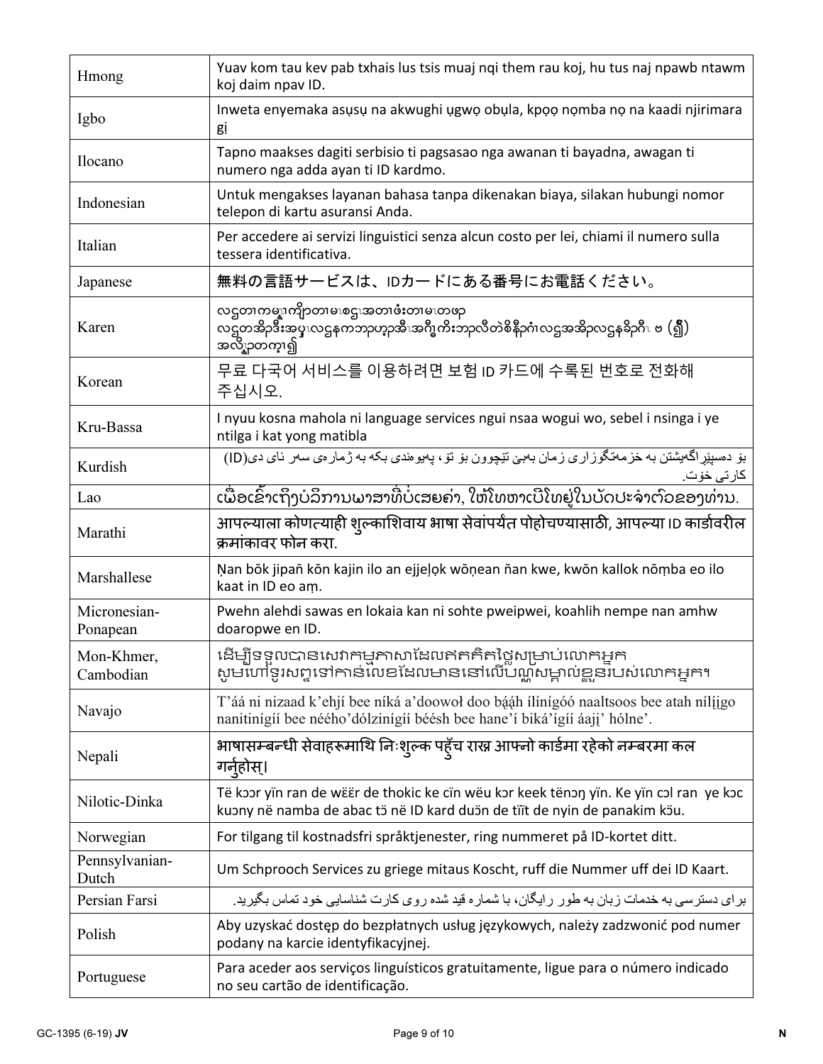| | |
|---|---|
| Hmong | Yuav kom tau kev pab txhais lus tsis muaj nqi them rau koj, hu tus naj npawb ntawm koj daim npav ID. |
| Igbo | Inweta enyemaka asụsụ na akwughi ụgwọ obụla, kpọọ nọmba nọ na kaadi njirimara gị |
| Ilocano | Tapno maakses dagiti serbisio ti pagsasao nga awanan ti bayadna, awagan ti numero nga adda ayan ti ID kardmo. |
| Indonesian | Untuk mengakses layanan bahasa tanpa dikenakan biaya, silakan hubungi nomor telepon di kartu asuransi Anda. |
| Italian | Per accedere ai servizi linguistici senza alcun costo per lei, chiami il numero sulla tessera identificativa. |
| Japanese | 無料の言語サービスは、IDカードにある番号にお電話ください。 |
| Karen | လၢတၢကမၤန့ၢ်ကျိာ်တၢမၤစၢၤအတၢဖံးတၢမၤတဖၣ် လၢတအိၣ်ဒီးအပ့ၢ်လၢနကဘၣ်ဟ့ၣ်အီၤအဂီၢ်ကိးဘၣ်လီတဲစိနီၣ်ဂံၢ်လၢအအိၣ်လၢနခိၣ်ဂီၤ ဗ (ရှိ) အလိၢ်ၥတက့ၢ်၍ |
| Korean | 무료 다국어 서비스를 이용하려면 보험 ID 카드에 수록된 번호로 전화해 주십시오. |
| Kru-Bassa | I nyuu kosna mahola ni language services ngui nsaa wogui wo, sebel i nsinga i ye ntilga i kat yong matibla |
| Kurdish | بۆ دەسپێڕاگەیشتن بە خزمەتگوزاری زمان بەبێ تێچوون بۆ تۆ، پەیوەندی بکە بە ژمارەی سەر ئای دی(ID) کارتی خۆت. |
| Lao | ເພື່ອເຂົ້າເຖິງບໍລິການພາສາທີ່ບໍ່ເສຍຄ່າ, ໃຫ້ໂທຫາເບີໂທຢູ່ໃນບັດປະຈໍາຕົວຂອງທ່ານ. |
| Marathi | आपल्याला कोणत्याही शुल्काशिवाय भाषा सेवांपर्यंत पोहोचण्यासाठी, आपल्या ID कार्डावरील क्रमांकावर फोन करा. |
| Marshallese | Ṇan bōk jipañ kōn kajin ilo an ejjeḷọk wōṇean ñan kwe, kwōn kallok nōṃba eo ilo kaat in ID eo aṃ. |
| Micronesian-Ponapean | Pwehn alehdi sawas en lokaia kan ni sohte pweipwei, koahlih nempe nan amhw doaropwe en ID. |
| Mon-Khmer, Cambodian | ដើម្បីទទួលបានសេវាកម្មភាសាដែលឥតគិតថ្លៃសម្រាប់លោកអ្នក សូមហៅទូរសព្ទទៅកាន់លេខដែលមាននៅលើប័ណ្ណសម្គាល់ខ្លួនរបស់លោកអ្នក។ |
| Navajo | T'áá ni nizaad k'ehjí bee níká a'doowoł doo bááh ílínígóó naaltsoos bee atah nílį́igo nanitinígíí bee nééhoʼdólzinígíí béésh bee hane'í biká'ígíí áajį' hólne'. |
| Nepali | भाषासम्बन्धी सेवाहरूमाथि निःशुल्क पहुँच राख्न आफ्नो कार्डमा रहेको नम्बरमा कल गर्नुहोस्। |
| Nilotic-Dinka | Të kɔɔr yïn ran de wëër de thokic ke cïn wëu kɔr keek tënɔŋ yïn. Ke yïn cɔl ran ye kɔc kuɔny në namba de abac tö në ID kard duɔ̈n de tïït de nyin de panakim kɔ̈u. |
| Norwegian | For tilgang til kostnadsfri språktjenester, ring nummeret på ID-kortet ditt. |
| Pennsylvanian-Dutch | Um Schprooch Services zu griege mitaus Koscht, ruff die Nummer uff dei ID Kaart. |
| Persian Farsi | برای دسترسی به خدمات زبان به طور رایگان، با شماره قید شده روی کارت شناسایی خود تماس بگیرید. |
| Polish | Aby uzyskać dostęp do bezpłatnych usług językowych, należy zadzwonić pod numer podany na karcie identyfikacyjnej. |
| Portuguese | Para aceder aos serviços linguísticos gratuitamente, ligue para o número indicado no seu cartão de identificação. |

GC-1395 (6-19) **JV**

**N**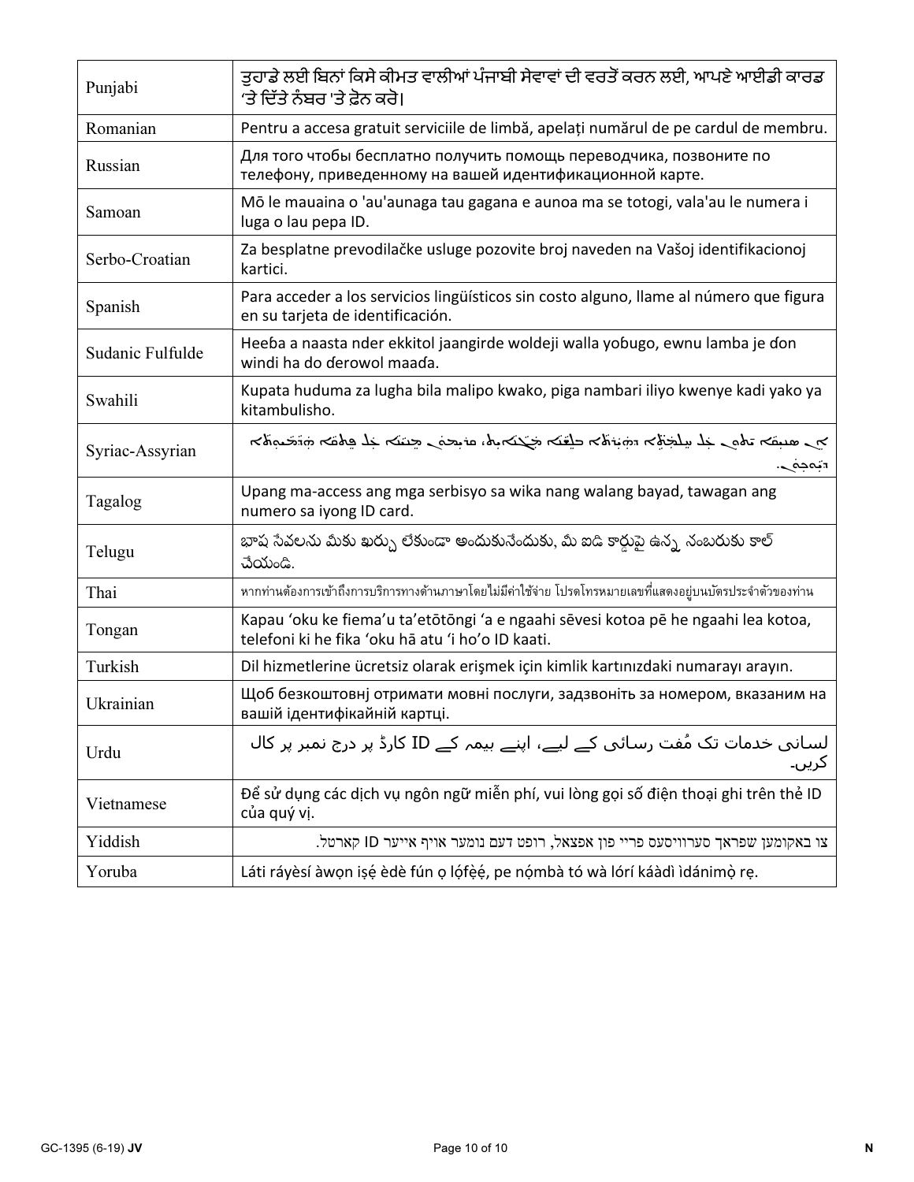| | |
|---|---|
| Punjabi | ਤੁਹਾਡੇ ਲਈ ਬਿਨਾਂ ਕਿਸੇ ਕੀਮਤ ਵਾਲੀਆਂ ਪੰਜਾਬੀ ਸੇਵਾਵਾਂ ਦੀ ਵਰਤੋਂ ਕਰਨ ਲਈ, ਆਪਣੇ ਆਈਡੀ ਕਾਰਡ 'ਤੇ ਦਿੱਤੇ ਨੰਬਰ 'ਤੇ ਫ਼ੋਨ ਕਰੋ। |
| Romanian | Pentru a accesa gratuit serviciile de limbă, apelați numărul de pe cardul de membru. |
| Russian | Для того чтобы бесплатно получить помощь переводчика, позвоните по телефону, приведенному на вашей идентификационной карте. |
| Samoan | Mō le mauaina o 'au'aunaga tau gagana e aunoa ma se totogi, vala'au le numera i luga o lau pepa ID. |
| Serbo-Croatian | Za besplatne prevodilačke usluge pozovite broj naveden na Vašoj identifikacionoj kartici. |
| Spanish | Para acceder a los servicios lingüísticos sin costo alguno, llame al número que figura en su tarjeta de identificación. |
| Sudanic Fulfulde | Heeba a naasta nder ekkitol jaangirde woldeji walla yoɓugo, ewnu lamba je ɗon windi ha do ɗerowol maaɗa. |
| Swahili | Kupata huduma za lugha bila malipo kwako, piga nambari iliyo kwenye kadi yako ya kitambulisho. |
| Syriac-Assyrian | ܐܢ ܡܣܝܒܐ ܐܢܬ ܥܠ ܡܫܡܫܢܘܬܐ ܕܬܘܪܓܡܐ ܕܠܫܢܐ ܡܓܢܐܝܬ، ܩܪܝ ܠܡܢܝܢܐ ܕܥܠ ܦܬܩܐ ܕܡܫܘܕܥܢܘܬܐ ܕܝܠܟ. |
| Tagalog | Upang ma-access ang mga serbisyo sa wika nang walang bayad, tawagan ang numero sa iyong ID card. |
| Telugu | భాష సేవలను మీకు ఖర్చు లేకుండా అందుకునేందుకు, మీ ఐడి కార్డుపై ఉన్న నంబరుకు కాల్ చేయండి. |
| Thai | หากท่านต้องการเข้าถึงการบริการทางด้านภาษาโดยไม่มีค่าใช้จ่าย โปรดโทรหมายเลขที่แสดงอยู่บนบัตรประจำตัวของท่าน |
| Tongan | Kapau 'oku ke fiema'u ta'etōtōngi 'a e ngaahi sēvesi kotoa pē he ngaahi lea kotoa, telefoni ki he fika 'oku hā atu 'i ho'o ID kaati. |
| Turkish | Dil hizmetlerine ücretsiz olarak erişmek için kimlik kartınızdaki numarayı arayın. |
| Ukrainian | Щоб безкоштовнj отримати мовні послуги, задзвоніть за номером, вказаним на вашій ідентифікайній картці. |
| Urdu | لسانی خدمات تک مُفت رسائی کے لیے، اپنے بیمہ کے ID کارڈ پر درج نمبر پر کال کریں۔ |
| Vietnamese | Để sử dụng các dịch vụ ngôn ngữ miễn phí, vui lòng gọi số điện thoại ghi trên thẻ ID của quý vị. |
| Yiddish | צו באקומען שפראך סערוויסעס פריי פון אפצאל, רופט דעם נומער אויף אייער ID קארטל. |
| Yoruba | Láti ráyèsí àwọn iṣẹ́ èdè fún ọ lọ́fẹ̀ẹ́, pe nọ́mbà tó wà lórí káàdì ìdánimọ̀ rẹ. |